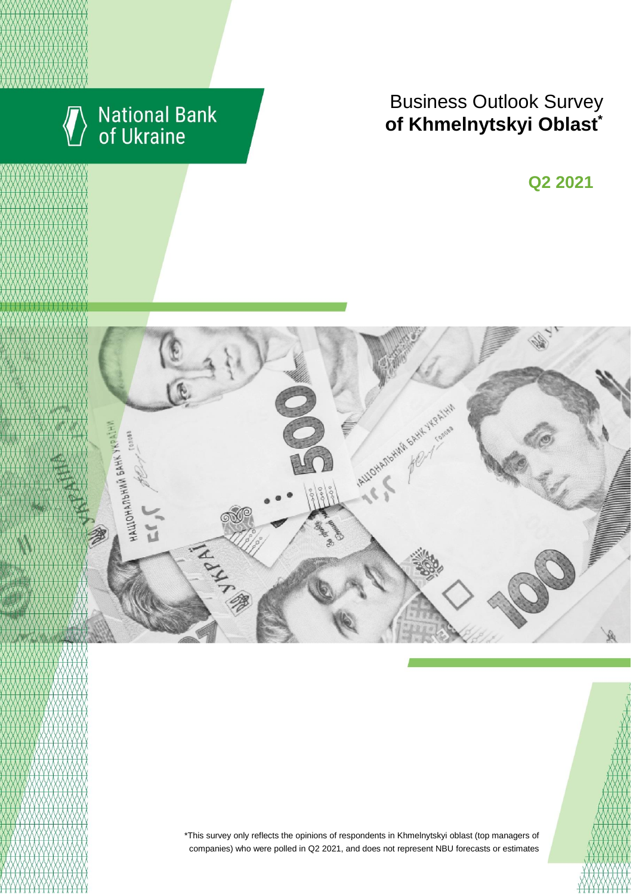National Bank of Ukraine

# Business Outlook Survey **of Khmelnytskyi Oblast***

## Q2 2021

*This survey only reflects the opinions of respondents in Khmelnytskyi oblast (top managers of companies) who were polled in Q2 2021, and does not represent NBU forecasts or estimates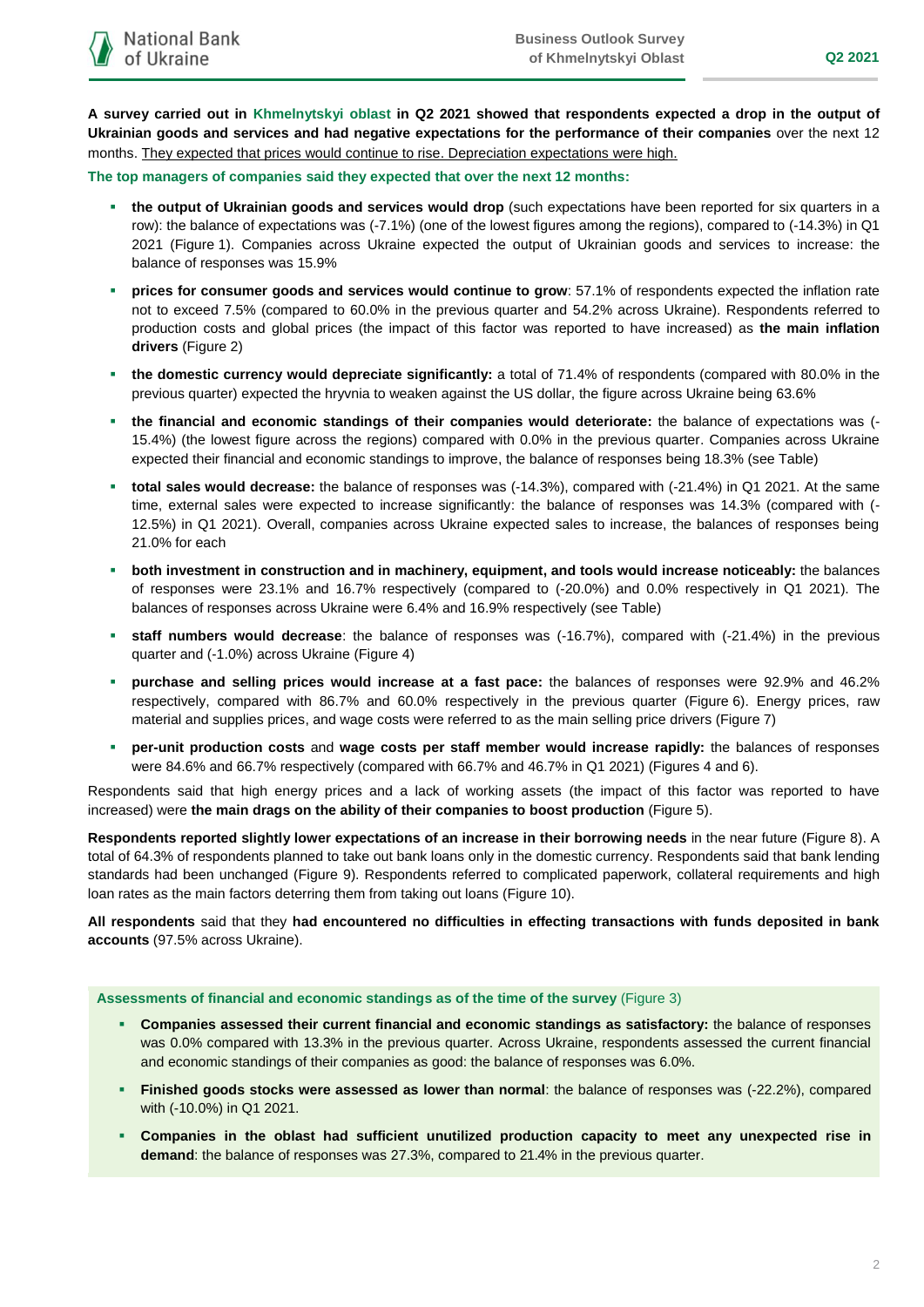**A survey carried out in Khmelnytskyi oblast in Q2 2021 showed that respondents expected a drop in the output of Ukrainian goods and services and had negative expectations for the performance of their companies** over the next 12 months. They expected that prices would continue to rise. Depreciation expectations were high.

**The top managers of companies said they expected that over the next 12 months:**

- **the output of Ukrainian goods and services would drop** (such expectations have been reported for six quarters in a row): the balance of expectations was (-7.1%) (one of the lowest figures among the regions), compared to (-14.3%) in Q1 2021 (Figure 1). Companies across Ukraine expected the output of Ukrainian goods and services to increase: the balance of responses was 15.9%
- **prices for consumer goods and services would continue to grow**: 57.1% of respondents expected the inflation rate not to exceed 7.5% (compared to 60.0% in the previous quarter and 54.2% across Ukraine). Respondents referred to production costs and global prices (the impact of this factor was reported to have increased) as **the main inflation drivers** (Figure 2)
- **the domestic currency would depreciate significantly:** a total of 71.4% of respondents (compared with 80.0% in the previous quarter) expected the hryvnia to weaken against the US dollar, the figure across Ukraine being 63.6%
- **the financial and economic standings of their companies would deteriorate:** the balance of expectations was (-15.4%) (the lowest figure across the regions) compared with 0.0% in the previous quarter. Companies across Ukraine expected their financial and economic standings to improve, the balance of responses being 18.3% (see Table)
- **total sales would decrease:** the balance of responses was (-14.3%), compared with (-21.4%) in Q1 2021. At the same time, external sales were expected to increase significantly: the balance of responses was 14.3% (compared with (-12.5%) in Q1 2021). Overall, companies across Ukraine expected sales to increase, the balances of responses being 21.0% for each
- **both investment in construction and in machinery, equipment, and tools would increase noticeably:** the balances of responses were 23.1% and 16.7% respectively (compared to (-20.0%) and 0.0% respectively in Q1 2021). The balances of responses across Ukraine were 6.4% and 16.9% respectively (see Table)
- **staff numbers would decrease**: the balance of responses was (-16.7%), compared with (-21.4%) in the previous quarter and (-1.0%) across Ukraine (Figure 4)
- **purchase and selling prices would increase at a fast pace:** the balances of responses were 92.9% and 46.2% respectively, compared with 86.7% and 60.0% respectively in the previous quarter (Figure 6). Energy prices, raw material and supplies prices, and wage costs were referred to as the main selling price drivers (Figure 7)
- **per-unit production costs** and **wage costs per staff member would increase rapidly:** the balances of responses were 84.6% and 66.7% respectively (compared with 66.7% and 46.7% in Q1 2021) (Figures 4 and 6).

Respondents said that high energy prices and a lack of working assets (the impact of this factor was reported to have increased) were **the main drags on the ability of their companies to boost production** (Figure 5).

**Respondents reported slightly lower expectations of an increase in their borrowing needs** in the near future (Figure 8). A total of 64.3% of respondents planned to take out bank loans only in the domestic currency. Respondents said that bank lending standards had been unchanged (Figure 9). Respondents referred to complicated paperwork, collateral requirements and high loan rates as the main factors deterring them from taking out loans (Figure 10).

**All respondents** said that they **had encountered no difficulties in effecting transactions with funds deposited in bank accounts** (97.5% across Ukraine).

**Assessments of financial and economic standings as of the time of the survey** (Figure 3)

- **Companies assessed their current financial and economic standings as satisfactory:** the balance of responses was 0.0% compared with 13.3% in the previous quarter. Across Ukraine, respondents assessed the current financial and economic standings of their companies as good: the balance of responses was 6.0%.
- **Finished goods stocks were assessed as lower than normal**: the balance of responses was (-22.2%), compared with (-10.0%) in Q1 2021.
- **Companies in the oblast had sufficient unutilized production capacity to meet any unexpected rise in demand**: the balance of responses was 27.3%, compared to 21.4% in the previous quarter.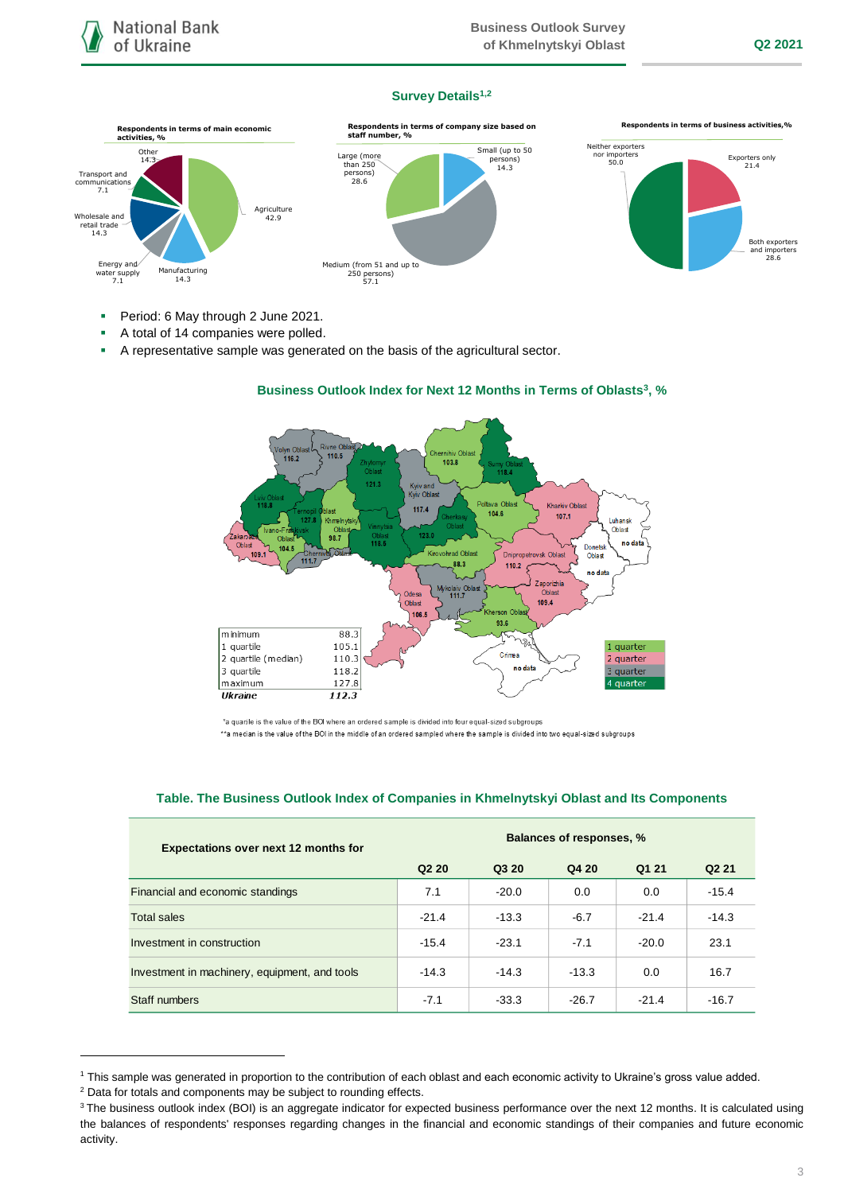## Survey Details[1,2]

**Respondents in terms of main economic activities, %**

- Agriculture 42.9
- Manufacturing 14.3
- Energy and water supply 7.1
- Wholesale and retail trade 14.3
- Transport and communications 7.1
- Other 14.3

**Respondents in terms of company size based on staff number, %**

- Small (up to 50 persons) 14.3
- Medium (from 51 and up to 250 persons) 57.1
- Large (more than 250 persons) 28.6

**Respondents in terms of business activities,%**

- Exporters only 21.4
- Both exporters and importers 28.6
- Neither exporters nor importers 50.0

- Period: 6 May through 2 June 2021.
- A total of 14 companies were polled.
- A representative sample was generated on the basis of the agricultural sector.

## Business Outlook Index for Next 12 Months in Terms of Oblasts[3], %

| Oblast | BOI |
|---|---|
| Volyn Oblast | 116.2 |
| Rivne Oblast | 110.5 |
| Zhytomyr Oblast | 121.3 |
| Kyiv and Kyiv Oblast | 117.4 |
| Chernihiv Oblast | 103.8 |
| Sumy Oblast | 118.4 |
| Lviv Oblast | 118.8 |
| Ternopil Oblast | 127.8 |
| Khmelnytskyi Oblast | 98.7 |
| Vinnytsia Oblast | 118.6 |
| Cherkasy Oblast | 123.0 |
| Poltava Oblast | 104.6 |
| Kharkiv Oblast | 107.1 |
| Luhansk Oblast | no data |
| Zakarpattia Oblast | 109.1 |
| Ivano-Frankivsk Oblast | 104.5 |
| Chernivtsi Oblast | 111.7 |
| Kirovohrad Oblast | 88.3 |
| Dnipropetrovsk Oblast | 110.2 |
| Donetsk Oblast | no data |
| Odesa Oblast | 106.5 |
| Mykolaiv Oblast | 111.7 |
| Zaporizhia Oblast | 109.4 |
| Kherson Oblast | 93.6 |
| Crimea | no data |

| | |
|---|---|
| minimum | 88.3 |
| 1 quartile | 105.1 |
| 2 quartile (median) | 110.3 |
| 3 quartile | 118.2 |
| maximum | 127.8 |
| ***Ukraine*** | ***112.3*** |

Legend: 1 quarter, 2 quarter, 3 quarter, 4 quarter

*a quartile is the value of the BOI where an ordered sample is divided into four equal-sized subgroups

**a median is the value of the BOI in the middle of an ordered sampled where the sample is divided into two equal-sized subgroups

## Table. The Business Outlook Index of Companies in Khmelnytskyi Oblast and Its Components

| Expectations over next 12 months for | Balances of responses, % | | | | |
|---|---|---|---|---|---|
| | Q2 20 | Q3 20 | Q4 20 | Q1 21 | Q2 21 |
| Financial and economic standings | 7.1 | -20.0 | 0.0 | 0.0 | -15.4 |
| Total sales | -21.4 | -13.3 | -6.7 | -21.4 | -14.3 |
| Investment in construction | -15.4 | -23.1 | -7.1 | -20.0 | 23.1 |
| Investment in machinery, equipment, and tools | -14.3 | -14.3 | -13.3 | 0.0 | 16.7 |
| Staff numbers | -7.1 | -33.3 | -26.7 | -21.4 | -16.7 |

[1] This sample was generated in proportion to the contribution of each oblast and each economic activity to Ukraine's gross value added.

[2] Data for totals and components may be subject to rounding effects.

[3] The business outlook index (BOI) is an aggregate indicator for expected business performance over the next 12 months. It is calculated using the balances of respondents' responses regarding changes in the financial and economic standings of their companies and future economic activity.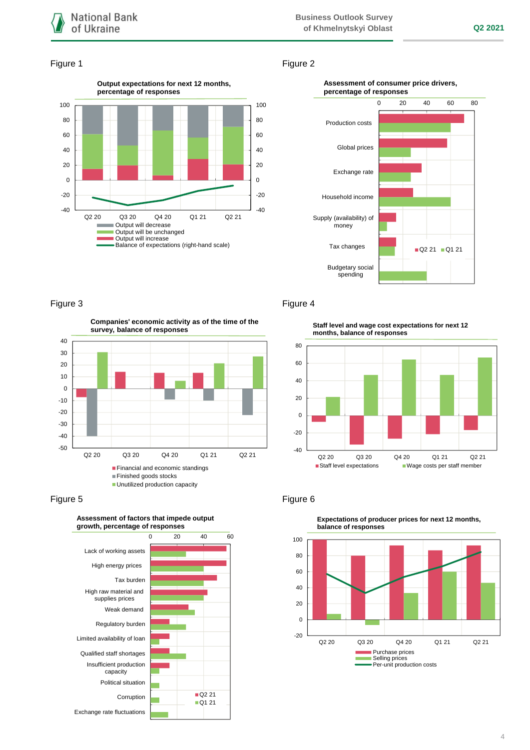Figure 1

**Output expectations for next 12 months, percentage of responses**

Q2 20, Q3 20, Q4 20, Q1 21, Q2 21

- Output will decrease
- Output will be unchanged
- Output will increase
- Balance of expectations (right-hand scale)

Figure 2

**Assessment of consumer price drivers, percentage of responses**

Production costs, Global prices, Exchange rate, Household income, Supply (availability) of money, Tax changes, Budgetary social spending

Q2 21, Q1 21

Figure 3

**Companies' economic activity as of the time of the survey, balance of responses**

Q2 20, Q3 20, Q4 20, Q1 21, Q2 21

- Financial and economic standings
- Finished goods stocks
- Unutilized production capacity

Figure 4

**Staff level and wage cost expectations for next 12 months, balance of responses**

Q2 20, Q3 20, Q4 20, Q1 21, Q2 21

- Staff level expectations
- Wage costs per staff member

Figure 5

**Assessment of factors that impede output growth, percentage of responses**

Lack of working assets, High energy prices, Tax burden, High raw material and supplies prices, Weak demand, Regulatory burden, Limited availability of loan, Qualified staff shortages, Insufficient production capacity, Political situation, Corruption, Exchange rate fluctuations

Q2 21, Q1 21

Figure 6

**Expectations of producer prices for next 12 months, balance of responses**

Q2 20, Q3 20, Q4 20, Q1 21, Q2 21

- Purchase prices
- Selling prices
- Per-unit production costs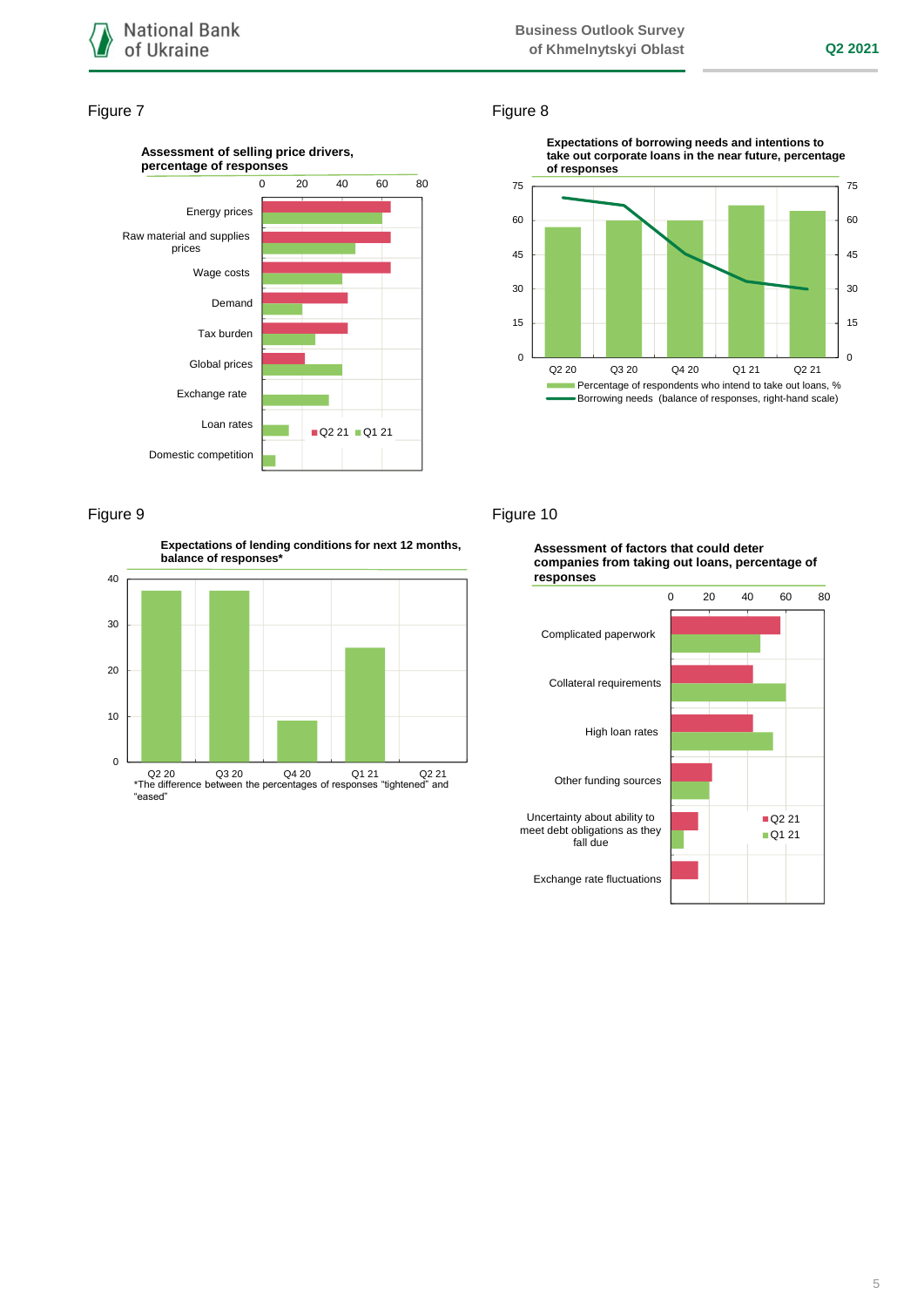Figure 7

**Assessment of selling price drivers, percentage of responses**

0 20 40 60 80

Energy prices
Raw material and supplies prices
Wage costs
Demand
Tax burden
Global prices
Exchange rate
Loan rates
Domestic competition

Q2 21 Q1 21

Figure 8

**Expectations of borrowing needs and intentions to take out corporate loans in the near future, percentage of responses**

75 60 45 30 15 0

Q2 20 Q3 20 Q4 20 Q1 21 Q2 21

Percentage of respondents who intend to take out loans, %
Borrowing needs (balance of responses, right-hand scale)

Figure 9

**Expectations of lending conditions for next 12 months, balance of responses***

40 30 20 10 0

Q2 20 Q3 20 Q4 20 Q1 21 Q2 21

*The difference between the percentages of responses "tightened" and "eased"

Figure 10

**Assessment of factors that could deter companies from taking out loans, percentage of responses**

0 20 40 60 80

Complicated paperwork
Collateral requirements
High loan rates
Other funding sources
Uncertainty about ability to meet debt obligations as they fall due
Exchange rate fluctuations

Q2 21
Q1 21